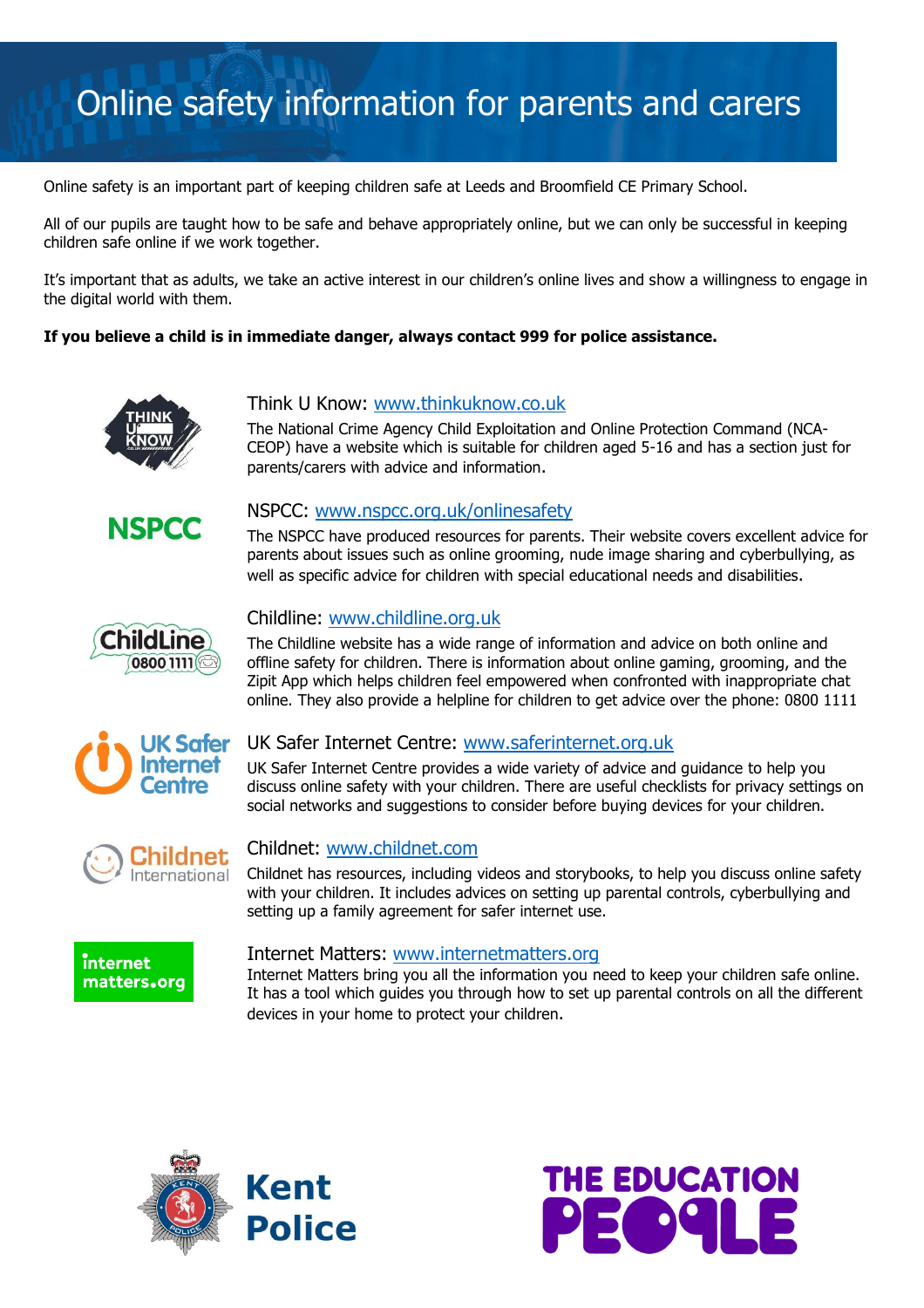# Online safety information for parents and carers

Online safety is an important part of keeping children safe at Leeds and Broomfield CE Primary School.

All of our pupils are taught how to be safe and behave appropriately online, but we can only be successful in keeping children safe online if we work together.

It's important that as adults, we take an active interest in our children's online lives and show a willingness to engage in the digital world with them.

**If you believe a child is in immediate danger, always contact 999 for police assistance.**

## Think U Know: [www.thinkuknow.co.uk](http://www.thinkuknow.co.uk)

The National Crime Agency Child Exploitation and Online Protection Command (NCA-CEOP) have a website which is suitable for children aged 5-16 and has a section just for parents/carers with advice and information.

## NSPCC: [www.nspcc.org.uk/onlinesafety](http://www.nspcc.org.uk/onlinesafety)

The NSPCC have produced resources for parents. Their website covers excellent advice for parents about issues such as online grooming, nude image sharing and cyberbullying, as well as specific advice for children with special educational needs and disabilities.

## Childline: [www.childline.org.uk](http://www.childline.org.uk)

The Childline website has a wide range of information and advice on both online and offline safety for children. There is information about online gaming, grooming, and the Zipit App which helps children feel empowered when confronted with inappropriate chat online. They also provide a helpline for children to get advice over the phone: 0800 1111

## UK Safer Internet Centre: [www.saferinternet.org.uk](http://www.saferinternet.org.uk)

UK Safer Internet Centre provides a wide variety of advice and guidance to help you discuss online safety with your children. There are useful checklists for privacy settings on social networks and suggestions to consider before buying devices for your children.

## Childnet: [www.childnet.com](http://www.childnet.com)

Childnet has resources, including videos and storybooks, to help you discuss online safety with your children. It includes advices on setting up parental controls, cyberbullying and setting up a family agreement for safer internet use.

## Internet Matters: [www.internetmatters.org](http://www.internetmatters.org)

Internet Matters bring you all the information you need to keep your children safe online. It has a tool which guides you through how to set up parental controls on all the different devices in your home to protect your children.

Kent Police

THE EDUCATION PEOPLE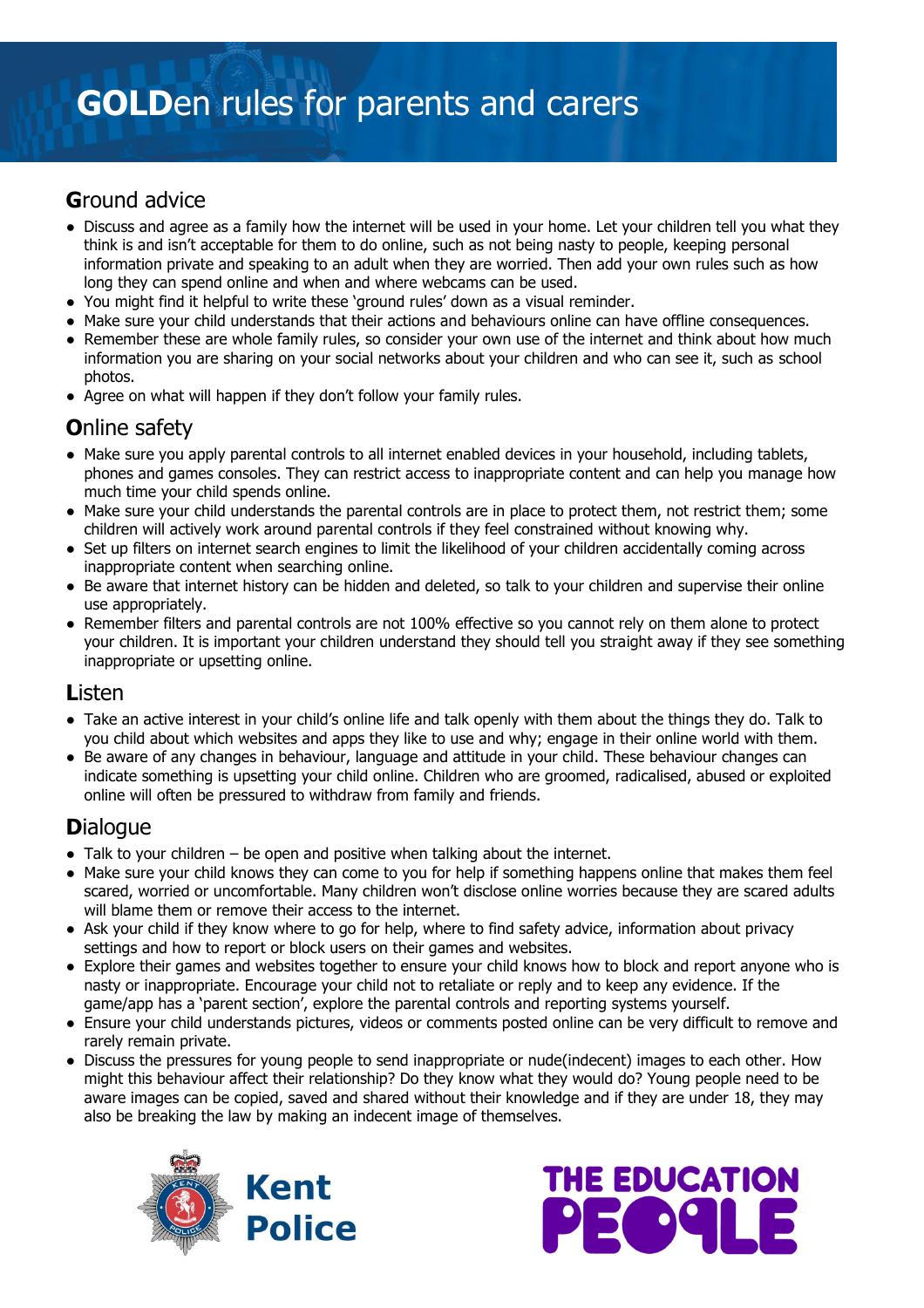# **GOLD**en rules for parents and carers

## **G**round advice

- Discuss and agree as a family how the internet will be used in your home. Let your children tell you what they think is and isn't acceptable for them to do online, such as not being nasty to people, keeping personal information private and speaking to an adult when they are worried. Then add your own rules such as how long they can spend online and when and where webcams can be used.
- You might find it helpful to write these 'ground rules' down as a visual reminder.
- Make sure your child understands that their actions and behaviours online can have offline consequences.
- Remember these are whole family rules, so consider your own use of the internet and think about how much information you are sharing on your social networks about your children and who can see it, such as school photos.
- Agree on what will happen if they don't follow your family rules.

## **O**nline safety

- Make sure you apply parental controls to all internet enabled devices in your household, including tablets, phones and games consoles. They can restrict access to inappropriate content and can help you manage how much time your child spends online.
- Make sure your child understands the parental controls are in place to protect them, not restrict them; some children will actively work around parental controls if they feel constrained without knowing why.
- Set up filters on internet search engines to limit the likelihood of your children accidentally coming across inappropriate content when searching online.
- Be aware that internet history can be hidden and deleted, so talk to your children and supervise their online use appropriately.
- Remember filters and parental controls are not 100% effective so you cannot rely on them alone to protect your children. It is important your children understand they should tell you straight away if they see something inappropriate or upsetting online.

## **L**isten

- Take an active interest in your child's online life and talk openly with them about the things they do. Talk to you child about which websites and apps they like to use and why; engage in their online world with them.
- Be aware of any changes in behaviour, language and attitude in your child. These behaviour changes can indicate something is upsetting your child online. Children who are groomed, radicalised, abused or exploited online will often be pressured to withdraw from family and friends.

## **D**ialogue

- Talk to your children – be open and positive when talking about the internet.
- Make sure your child knows they can come to you for help if something happens online that makes them feel scared, worried or uncomfortable. Many children won't disclose online worries because they are scared adults will blame them or remove their access to the internet.
- Ask your child if they know where to go for help, where to find safety advice, information about privacy settings and how to report or block users on their games and websites.
- Explore their games and websites together to ensure your child knows how to block and report anyone who is nasty or inappropriate. Encourage your child not to retaliate or reply and to keep any evidence. If the game/app has a 'parent section', explore the parental controls and reporting systems yourself.
- Ensure your child understands pictures, videos or comments posted online can be very difficult to remove and rarely remain private.
- Discuss the pressures for young people to send inappropriate or nude(indecent) images to each other. How might this behaviour affect their relationship? Do they know what they would do? Young people need to be aware images can be copied, saved and shared without their knowledge and if they are under 18, they may also be breaking the law by making an indecent image of themselves.

Kent Police

THE EDUCATION PEOPLE